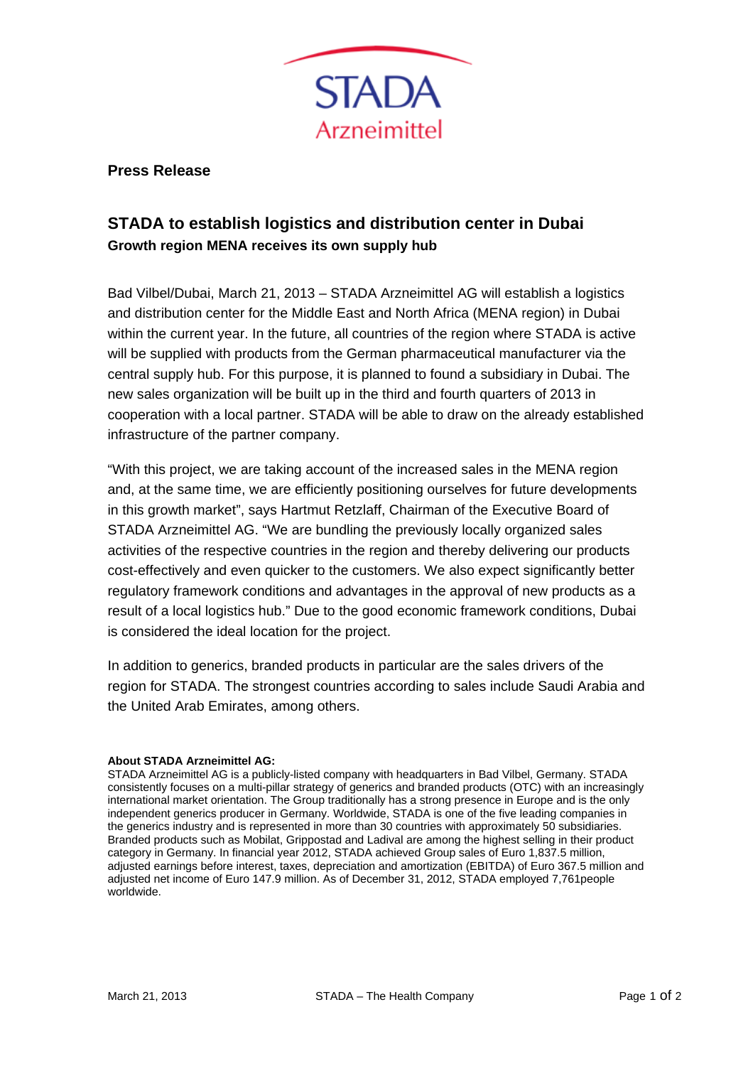**Press Release**

## STADA to establish logistics and distribution center in Dubai

**Growth region MENA receives its own supply hub**

Bad Vilbel/Dubai, March 21, 2013 – STADA Arzneimittel AG will establish a logistics and distribution center for the Middle East and North Africa (MENA region) in Dubai within the current year. In the future, all countries of the region where STADA is active will be supplied with products from the German pharmaceutical manufacturer via the central supply hub. For this purpose, it is planned to found a subsidiary in Dubai. The new sales organization will be built up in the third and fourth quarters of 2013 in cooperation with a local partner. STADA will be able to draw on the already established infrastructure of the partner company.

“With this project, we are taking account of the increased sales in the MENA region and, at the same time, we are efficiently positioning ourselves for future developments in this growth market”, says Hartmut Retzlaff, Chairman of the Executive Board of STADA Arzneimittel AG. “We are bundling the previously locally organized sales activities of the respective countries in the region and thereby delivering our products cost-effectively and even quicker to the customers. We also expect significantly better regulatory framework conditions and advantages in the approval of new products as a result of a local logistics hub.” Due to the good economic framework conditions, Dubai is considered the ideal location for the project.

In addition to generics, branded products in particular are the sales drivers of the region for STADA. The strongest countries according to sales include Saudi Arabia and the United Arab Emirates, among others.

**About STADA Arzneimittel AG:**
STADA Arzneimittel AG is a publicly-listed company with headquarters in Bad Vilbel, Germany. STADA consistently focuses on a multi-pillar strategy of generics and branded products (OTC) with an increasingly international market orientation. The Group traditionally has a strong presence in Europe and is the only independent generics producer in Germany. Worldwide, STADA is one of the five leading companies in the generics industry and is represented in more than 30 countries with approximately 50 subsidiaries. Branded products such as Mobilat, Grippostad and Ladival are among the highest selling in their product category in Germany. In financial year 2012, STADA achieved Group sales of Euro 1,837.5 million, adjusted earnings before interest, taxes, depreciation and amortization (EBITDA) of Euro 367.5 million and adjusted net income of Euro 147.9 million. As of December 31, 2012, STADA employed 7,761people worldwide.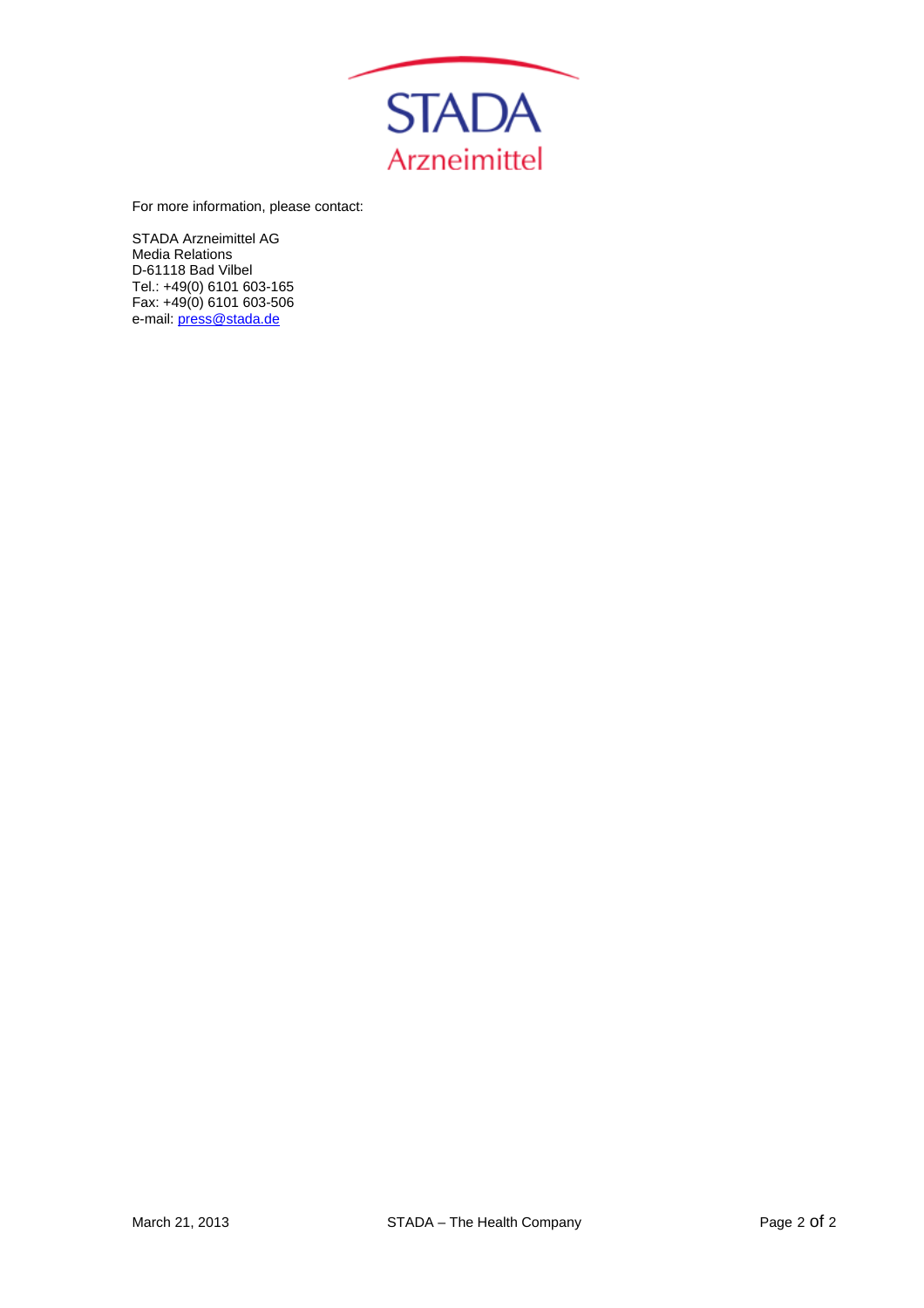For more information, please contact:

STADA Arzneimittel AG
Media Relations
D-61118 Bad Vilbel
Tel.: +49(0) 6101 603-165
Fax: +49(0) 6101 603-506
e-mail: press@stada.de